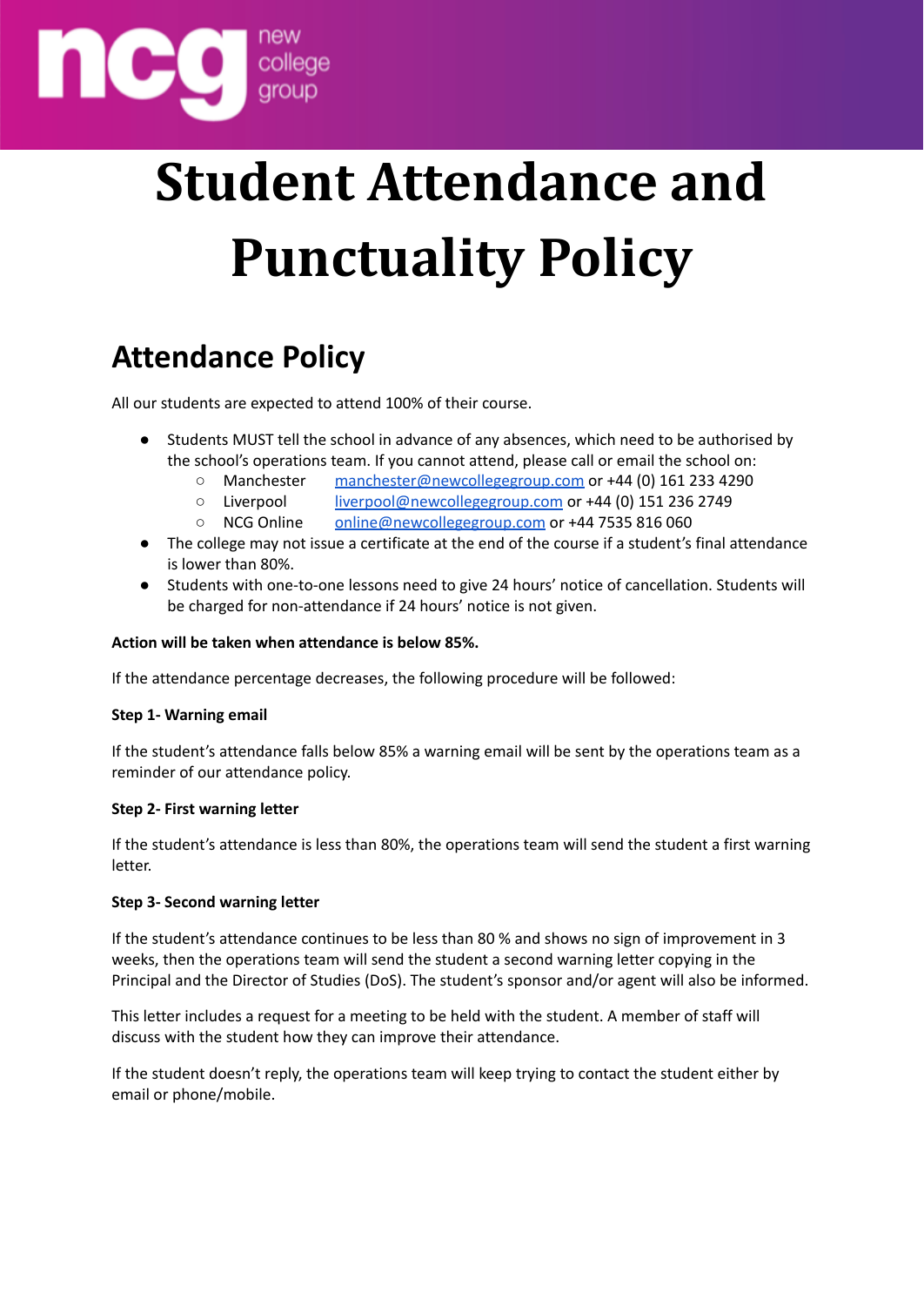# Student Attendance and Punctuality Policy

## Attendance Policy

All our students are expected to attend 100% of their course.

- Students MUST tell the school in advance of any absences, which need to be authorised by the school's operations team. If you cannot attend, please call or email the school on:
  - Manchester manchester@newcollegegroup.com or +44 (0) 161 233 4290
  - Liverpool liverpool@newcollegegroup.com or +44 (0) 151 236 2749
  - NCG Online online@newcollegegroup.com or +44 7535 816 060
- The college may not issue a certificate at the end of the course if a student's final attendance is lower than 80%.
- Students with one-to-one lessons need to give 24 hours' notice of cancellation. Students will be charged for non-attendance if 24 hours' notice is not given.

**Action will be taken when attendance is below 85%.**

If the attendance percentage decreases, the following procedure will be followed:

**Step 1- Warning email**

If the student's attendance falls below 85% a warning email will be sent by the operations team as a reminder of our attendance policy.

**Step 2- First warning letter**

If the student's attendance is less than 80%, the operations team will send the student a first warning letter.

**Step 3- Second warning letter**

If the student's attendance continues to be less than 80 % and shows no sign of improvement in 3 weeks, then the operations team will send the student a second warning letter copying in the Principal and the Director of Studies (DoS). The student's sponsor and/or agent will also be informed.

This letter includes a request for a meeting to be held with the student. A member of staff will discuss with the student how they can improve their attendance.

If the student doesn't reply, the operations team will keep trying to contact the student either by email or phone/mobile.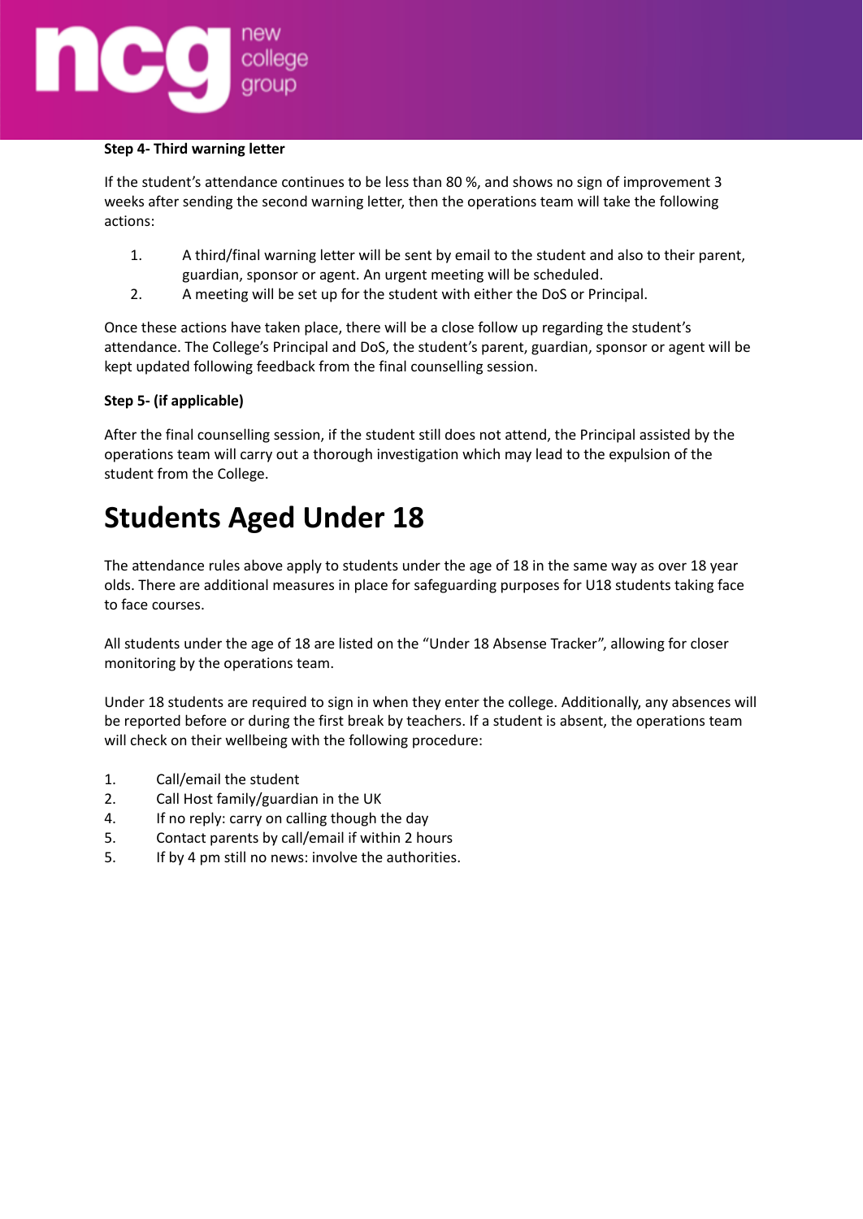**Step 4- Third warning letter**

If the student's attendance continues to be less than 80 %, and shows no sign of improvement 3 weeks after sending the second warning letter, then the operations team will take the following actions:

1. A third/final warning letter will be sent by email to the student and also to their parent, guardian, sponsor or agent. An urgent meeting will be scheduled.
2. A meeting will be set up for the student with either the DoS or Principal.

Once these actions have taken place, there will be a close follow up regarding the student's attendance. The College's Principal and DoS, the student's parent, guardian, sponsor or agent will be kept updated following feedback from the final counselling session.

**Step 5- (if applicable)**

After the final counselling session, if the student still does not attend, the Principal assisted by the operations team will carry out a thorough investigation which may lead to the expulsion of the student from the College.

# Students Aged Under 18

The attendance rules above apply to students under the age of 18 in the same way as over 18 year olds. There are additional measures in place for safeguarding purposes for U18 students taking face to face courses.

All students under the age of 18 are listed on the "Under 18 Absense Tracker", allowing for closer monitoring by the operations team.

Under 18 students are required to sign in when they enter the college. Additionally, any absences will be reported before or during the first break by teachers. If a student is absent, the operations team will check on their wellbeing with the following procedure:

1. Call/email the student
2. Call Host family/guardian in the UK
4. If no reply: carry on calling though the day
5. Contact parents by call/email if within 2 hours
5. If by 4 pm still no news: involve the authorities.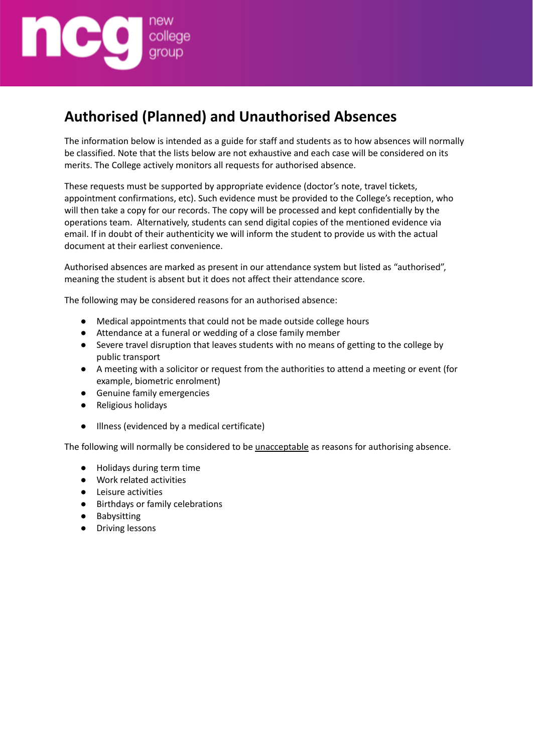## Authorised (Planned) and Unauthorised Absences

The information below is intended as a guide for staff and students as to how absences will normally be classified. Note that the lists below are not exhaustive and each case will be considered on its merits. The College actively monitors all requests for authorised absence.

These requests must be supported by appropriate evidence (doctor's note, travel tickets, appointment confirmations, etc). Such evidence must be provided to the College's reception, who will then take a copy for our records. The copy will be processed and kept confidentially by the operations team. Alternatively, students can send digital copies of the mentioned evidence via email. If in doubt of their authenticity we will inform the student to provide us with the actual document at their earliest convenience.

Authorised absences are marked as present in our attendance system but listed as "authorised", meaning the student is absent but it does not affect their attendance score.

The following may be considered reasons for an authorised absence:

- Medical appointments that could not be made outside college hours
- Attendance at a funeral or wedding of a close family member
- Severe travel disruption that leaves students with no means of getting to the college by public transport
- A meeting with a solicitor or request from the authorities to attend a meeting or event (for example, biometric enrolment)
- Genuine family emergencies
- Religious holidays
- Illness (evidenced by a medical certificate)

The following will normally be considered to be <u>unacceptable</u> as reasons for authorising absence.

- Holidays during term time
- Work related activities
- Leisure activities
- Birthdays or family celebrations
- Babysitting
- Driving lessons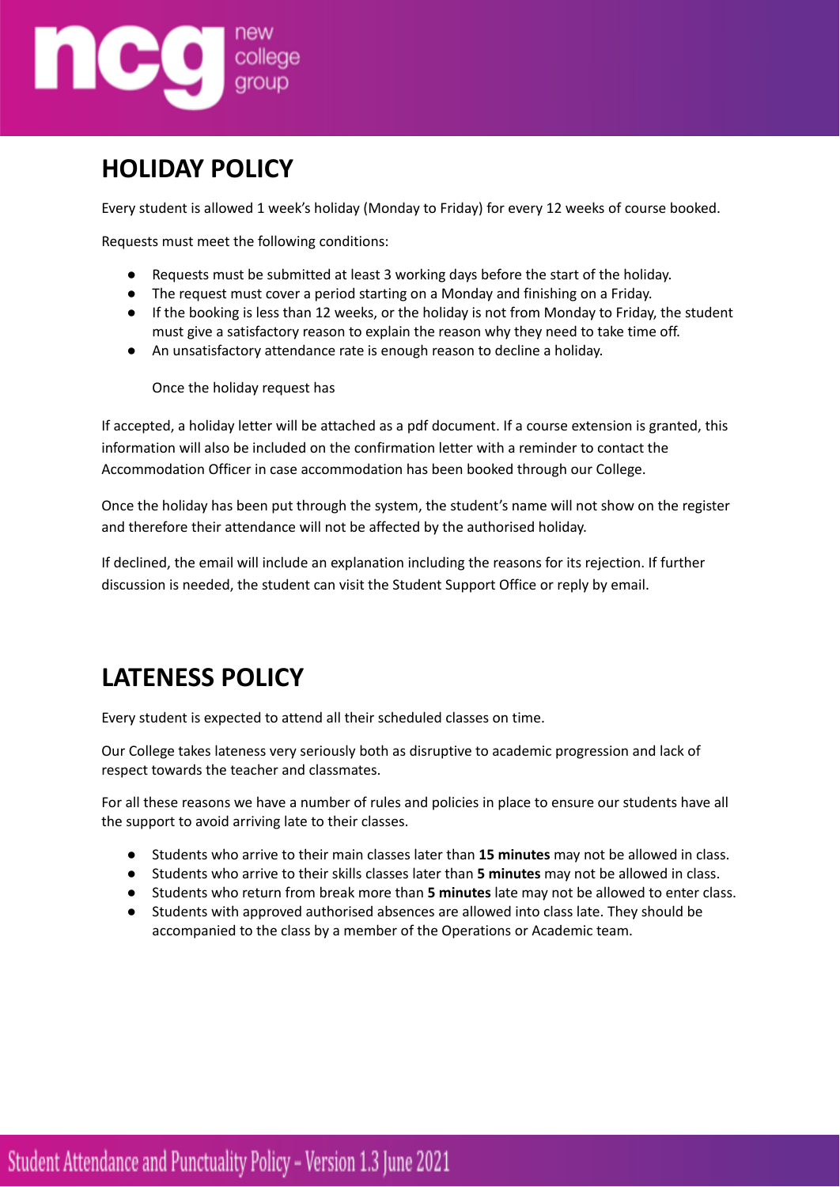# HOLIDAY POLICY

Every student is allowed 1 week's holiday (Monday to Friday) for every 12 weeks of course booked.

Requests must meet the following conditions:

- Requests must be submitted at least 3 working days before the start of the holiday.
- The request must cover a period starting on a Monday and finishing on a Friday.
- If the booking is less than 12 weeks, or the holiday is not from Monday to Friday, the student must give a satisfactory reason to explain the reason why they need to take time off.
- An unsatisfactory attendance rate is enough reason to decline a holiday.

  Once the holiday request has

If accepted, a holiday letter will be attached as a pdf document. If a course extension is granted, this information will also be included on the confirmation letter with a reminder to contact the Accommodation Officer in case accommodation has been booked through our College.

Once the holiday has been put through the system, the student's name will not show on the register and therefore their attendance will not be affected by the authorised holiday.

If declined, the email will include an explanation including the reasons for its rejection. If further discussion is needed, the student can visit the Student Support Office or reply by email.

# LATENESS POLICY

Every student is expected to attend all their scheduled classes on time.

Our College takes lateness very seriously both as disruptive to academic progression and lack of respect towards the teacher and classmates.

For all these reasons we have a number of rules and policies in place to ensure our students have all the support to avoid arriving late to their classes.

- Students who arrive to their main classes later than **15 minutes** may not be allowed in class.
- Students who arrive to their skills classes later than **5 minutes** may not be allowed in class.
- Students who return from break more than **5 minutes** late may not be allowed to enter class.
- Students with approved authorised absences are allowed into class late. They should be accompanied to the class by a member of the Operations or Academic team.